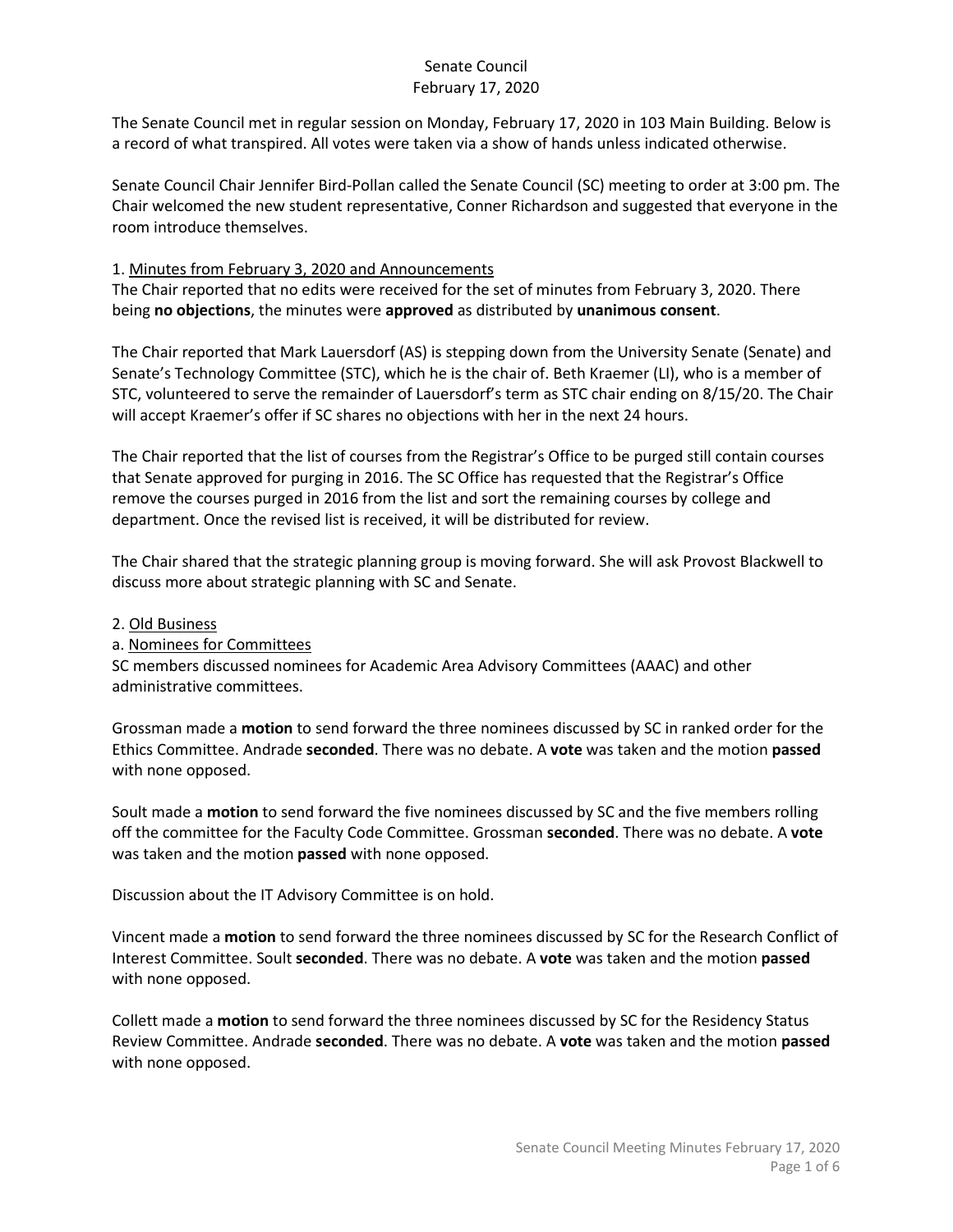# Senate Council
## February 17, 2020

The Senate Council met in regular session on Monday, February 17, 2020 in 103 Main Building. Below is a record of what transpired. All votes were taken via a show of hands unless indicated otherwise.

Senate Council Chair Jennifer Bird-Pollan called the Senate Council (SC) meeting to order at 3:00 pm. The Chair welcomed the new student representative, Conner Richardson and suggested that everyone in the room introduce themselves.

1. Minutes from February 3, 2020 and Announcements

The Chair reported that no edits were received for the set of minutes from February 3, 2020. There being **no objections**, the minutes were **approved** as distributed by **unanimous consent**.

The Chair reported that Mark Lauersdorf (AS) is stepping down from the University Senate (Senate) and Senate's Technology Committee (STC), which he is the chair of. Beth Kraemer (LI), who is a member of STC, volunteered to serve the remainder of Lauersdorf's term as STC chair ending on 8/15/20. The Chair will accept Kraemer's offer if SC shares no objections with her in the next 24 hours.

The Chair reported that the list of courses from the Registrar's Office to be purged still contain courses that Senate approved for purging in 2016. The SC Office has requested that the Registrar's Office remove the courses purged in 2016 from the list and sort the remaining courses by college and department. Once the revised list is received, it will be distributed for review.

The Chair shared that the strategic planning group is moving forward. She will ask Provost Blackwell to discuss more about strategic planning with SC and Senate.

2. Old Business

a. Nominees for Committees

SC members discussed nominees for Academic Area Advisory Committees (AAAC) and other administrative committees.

Grossman made a **motion** to send forward the three nominees discussed by SC in ranked order for the Ethics Committee. Andrade **seconded**. There was no debate. A **vote** was taken and the motion **passed** with none opposed.

Soult made a **motion** to send forward the five nominees discussed by SC and the five members rolling off the committee for the Faculty Code Committee. Grossman **seconded**. There was no debate. A **vote** was taken and the motion **passed** with none opposed.

Discussion about the IT Advisory Committee is on hold.

Vincent made a **motion** to send forward the three nominees discussed by SC for the Research Conflict of Interest Committee. Soult **seconded**. There was no debate. A **vote** was taken and the motion **passed** with none opposed.

Collett made a **motion** to send forward the three nominees discussed by SC for the Residency Status Review Committee. Andrade **seconded**. There was no debate. A **vote** was taken and the motion **passed** with none opposed.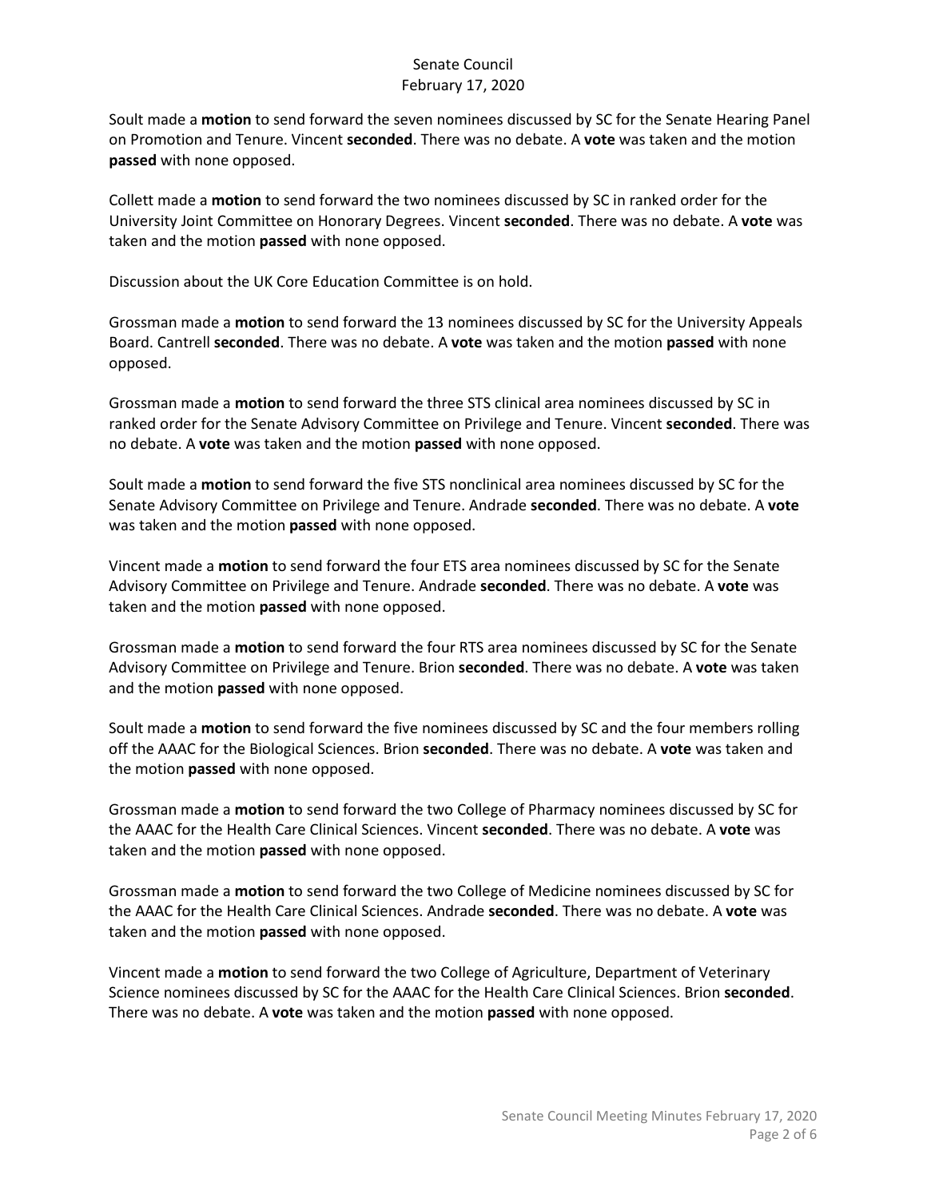Soult made a **motion** to send forward the seven nominees discussed by SC for the Senate Hearing Panel on Promotion and Tenure. Vincent **seconded**. There was no debate. A **vote** was taken and the motion **passed** with none opposed.

Collett made a **motion** to send forward the two nominees discussed by SC in ranked order for the University Joint Committee on Honorary Degrees. Vincent **seconded**. There was no debate. A **vote** was taken and the motion **passed** with none opposed.

Discussion about the UK Core Education Committee is on hold.

Grossman made a **motion** to send forward the 13 nominees discussed by SC for the University Appeals Board. Cantrell **seconded**. There was no debate. A **vote** was taken and the motion **passed** with none opposed.

Grossman made a **motion** to send forward the three STS clinical area nominees discussed by SC in ranked order for the Senate Advisory Committee on Privilege and Tenure. Vincent **seconded**. There was no debate. A **vote** was taken and the motion **passed** with none opposed.

Soult made a **motion** to send forward the five STS nonclinical area nominees discussed by SC for the Senate Advisory Committee on Privilege and Tenure. Andrade **seconded**. There was no debate. A **vote** was taken and the motion **passed** with none opposed.

Vincent made a **motion** to send forward the four ETS area nominees discussed by SC for the Senate Advisory Committee on Privilege and Tenure. Andrade **seconded**. There was no debate. A **vote** was taken and the motion **passed** with none opposed.

Grossman made a **motion** to send forward the four RTS area nominees discussed by SC for the Senate Advisory Committee on Privilege and Tenure. Brion **seconded**. There was no debate. A **vote** was taken and the motion **passed** with none opposed.

Soult made a **motion** to send forward the five nominees discussed by SC and the four members rolling off the AAAC for the Biological Sciences. Brion **seconded**. There was no debate. A **vote** was taken and the motion **passed** with none opposed.

Grossman made a **motion** to send forward the two College of Pharmacy nominees discussed by SC for the AAAC for the Health Care Clinical Sciences. Vincent **seconded**. There was no debate. A **vote** was taken and the motion **passed** with none opposed.

Grossman made a **motion** to send forward the two College of Medicine nominees discussed by SC for the AAAC for the Health Care Clinical Sciences. Andrade **seconded**. There was no debate. A **vote** was taken and the motion **passed** with none opposed.

Vincent made a **motion** to send forward the two College of Agriculture, Department of Veterinary Science nominees discussed by SC for the AAAC for the Health Care Clinical Sciences. Brion **seconded**. There was no debate. A **vote** was taken and the motion **passed** with none opposed.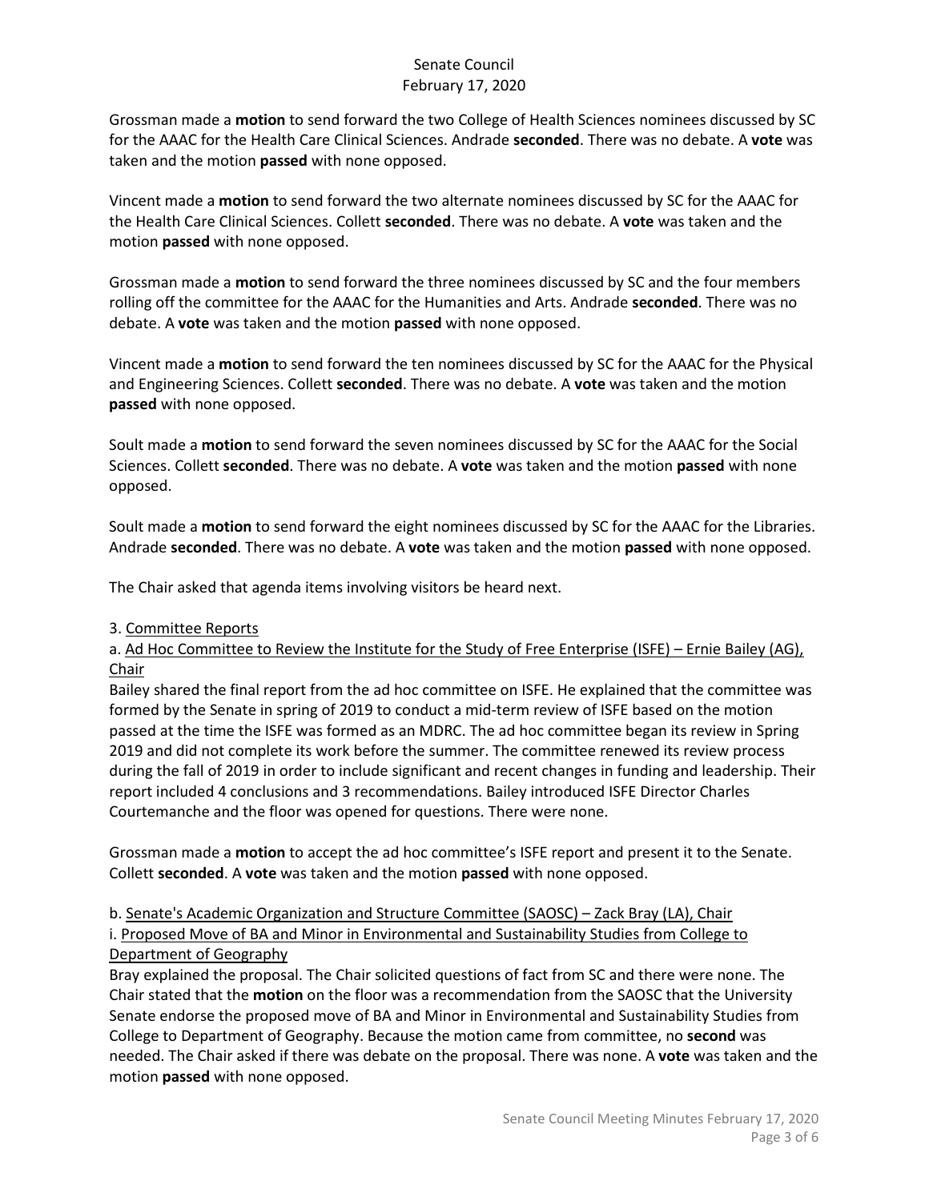Grossman made a **motion** to send forward the two College of Health Sciences nominees discussed by SC for the AAAC for the Health Care Clinical Sciences. Andrade **seconded**. There was no debate. A **vote** was taken and the motion **passed** with none opposed.

Vincent made a **motion** to send forward the two alternate nominees discussed by SC for the AAAC for the Health Care Clinical Sciences. Collett **seconded**. There was no debate. A **vote** was taken and the motion **passed** with none opposed.

Grossman made a **motion** to send forward the three nominees discussed by SC and the four members rolling off the committee for the AAAC for the Humanities and Arts. Andrade **seconded**. There was no debate. A **vote** was taken and the motion **passed** with none opposed.

Vincent made a **motion** to send forward the ten nominees discussed by SC for the AAAC for the Physical and Engineering Sciences. Collett **seconded**. There was no debate. A **vote** was taken and the motion **passed** with none opposed.

Soult made a **motion** to send forward the seven nominees discussed by SC for the AAAC for the Social Sciences. Collett **seconded**. There was no debate. A **vote** was taken and the motion **passed** with none opposed.

Soult made a **motion** to send forward the eight nominees discussed by SC for the AAAC for the Libraries. Andrade **seconded**. There was no debate. A **vote** was taken and the motion **passed** with none opposed.

The Chair asked that agenda items involving visitors be heard next.

3. Committee Reports

a. Ad Hoc Committee to Review the Institute for the Study of Free Enterprise (ISFE) – Ernie Bailey (AG), Chair

Bailey shared the final report from the ad hoc committee on ISFE. He explained that the committee was formed by the Senate in spring of 2019 to conduct a mid-term review of ISFE based on the motion passed at the time the ISFE was formed as an MDRC. The ad hoc committee began its review in Spring 2019 and did not complete its work before the summer. The committee renewed its review process during the fall of 2019 in order to include significant and recent changes in funding and leadership. Their report included 4 conclusions and 3 recommendations. Bailey introduced ISFE Director Charles Courtemanche and the floor was opened for questions. There were none.

Grossman made a **motion** to accept the ad hoc committee's ISFE report and present it to the Senate. Collett **seconded**. A **vote** was taken and the motion **passed** with none opposed.

b. Senate's Academic Organization and Structure Committee (SAOSC) – Zack Bray (LA), Chair

i. Proposed Move of BA and Minor in Environmental and Sustainability Studies from College to Department of Geography

Bray explained the proposal. The Chair solicited questions of fact from SC and there were none. The Chair stated that the **motion** on the floor was a recommendation from the SAOSC that the University Senate endorse the proposed move of BA and Minor in Environmental and Sustainability Studies from College to Department of Geography. Because the motion came from committee, no **second** was needed. The Chair asked if there was debate on the proposal. There was none. A **vote** was taken and the motion **passed** with none opposed.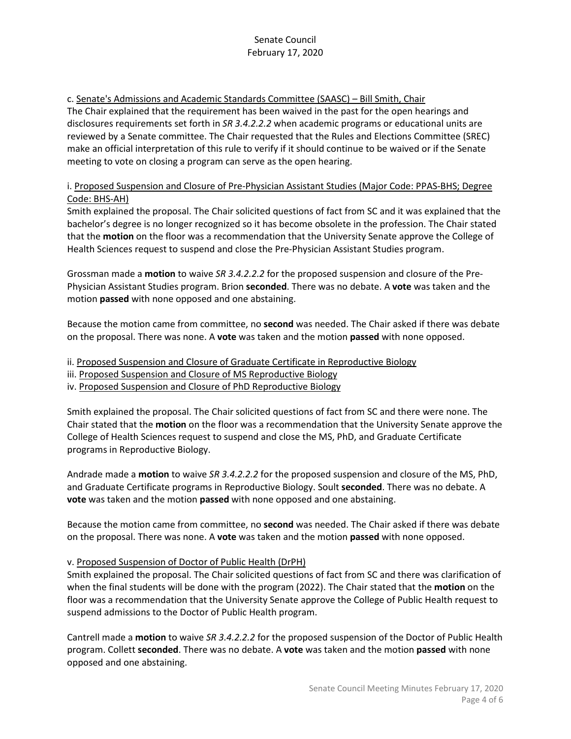c. Senate's Admissions and Academic Standards Committee (SAASC) – Bill Smith, Chair

The Chair explained that the requirement has been waived in the past for the open hearings and disclosures requirements set forth in *SR 3.4.2.2.2* when academic programs or educational units are reviewed by a Senate committee. The Chair requested that the Rules and Elections Committee (SREC) make an official interpretation of this rule to verify if it should continue to be waived or if the Senate meeting to vote on closing a program can serve as the open hearing.

i. Proposed Suspension and Closure of Pre-Physician Assistant Studies (Major Code: PPAS-BHS; Degree Code: BHS-AH)

Smith explained the proposal. The Chair solicited questions of fact from SC and it was explained that the bachelor's degree is no longer recognized so it has become obsolete in the profession. The Chair stated that the **motion** on the floor was a recommendation that the University Senate approve the College of Health Sciences request to suspend and close the Pre-Physician Assistant Studies program.

Grossman made a **motion** to waive *SR 3.4.2.2.2* for the proposed suspension and closure of the Pre-Physician Assistant Studies program. Brion **seconded**. There was no debate. A **vote** was taken and the motion **passed** with none opposed and one abstaining.

Because the motion came from committee, no **second** was needed. The Chair asked if there was debate on the proposal. There was none. A **vote** was taken and the motion **passed** with none opposed.

ii. Proposed Suspension and Closure of Graduate Certificate in Reproductive Biology

iii. Proposed Suspension and Closure of MS Reproductive Biology

iv. Proposed Suspension and Closure of PhD Reproductive Biology

Smith explained the proposal. The Chair solicited questions of fact from SC and there were none. The Chair stated that the **motion** on the floor was a recommendation that the University Senate approve the College of Health Sciences request to suspend and close the MS, PhD, and Graduate Certificate programs in Reproductive Biology.

Andrade made a **motion** to waive *SR 3.4.2.2.2* for the proposed suspension and closure of the MS, PhD, and Graduate Certificate programs in Reproductive Biology. Soult **seconded**. There was no debate. A **vote** was taken and the motion **passed** with none opposed and one abstaining.

Because the motion came from committee, no **second** was needed. The Chair asked if there was debate on the proposal. There was none. A **vote** was taken and the motion **passed** with none opposed.

v. Proposed Suspension of Doctor of Public Health (DrPH)

Smith explained the proposal. The Chair solicited questions of fact from SC and there was clarification of when the final students will be done with the program (2022). The Chair stated that the **motion** on the floor was a recommendation that the University Senate approve the College of Public Health request to suspend admissions to the Doctor of Public Health program.

Cantrell made a **motion** to waive *SR 3.4.2.2.2* for the proposed suspension of the Doctor of Public Health program. Collett **seconded**. There was no debate. A **vote** was taken and the motion **passed** with none opposed and one abstaining.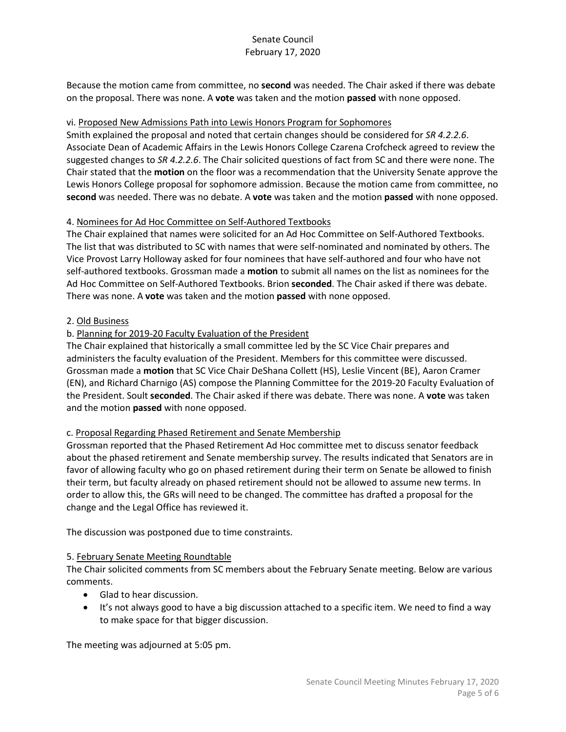Because the motion came from committee, no **second** was needed. The Chair asked if there was debate on the proposal. There was none. A **vote** was taken and the motion **passed** with none opposed.

vi. Proposed New Admissions Path into Lewis Honors Program for Sophomores

Smith explained the proposal and noted that certain changes should be considered for *SR 4.2.2.6*. Associate Dean of Academic Affairs in the Lewis Honors College Czarena Crofcheck agreed to review the suggested changes to *SR 4.2.2.6*. The Chair solicited questions of fact from SC and there were none. The Chair stated that the **motion** on the floor was a recommendation that the University Senate approve the Lewis Honors College proposal for sophomore admission. Because the motion came from committee, no **second** was needed. There was no debate. A **vote** was taken and the motion **passed** with none opposed.

4. Nominees for Ad Hoc Committee on Self-Authored Textbooks

The Chair explained that names were solicited for an Ad Hoc Committee on Self-Authored Textbooks. The list that was distributed to SC with names that were self-nominated and nominated by others. The Vice Provost Larry Holloway asked for four nominees that have self-authored and four who have not self-authored textbooks. Grossman made a **motion** to submit all names on the list as nominees for the Ad Hoc Committee on Self-Authored Textbooks. Brion **seconded**. The Chair asked if there was debate. There was none. A **vote** was taken and the motion **passed** with none opposed.

2. Old Business

b. Planning for 2019-20 Faculty Evaluation of the President

The Chair explained that historically a small committee led by the SC Vice Chair prepares and administers the faculty evaluation of the President. Members for this committee were discussed. Grossman made a **motion** that SC Vice Chair DeShana Collett (HS), Leslie Vincent (BE), Aaron Cramer (EN), and Richard Charnigo (AS) compose the Planning Committee for the 2019-20 Faculty Evaluation of the President. Soult **seconded**. The Chair asked if there was debate. There was none. A **vote** was taken and the motion **passed** with none opposed.

c. Proposal Regarding Phased Retirement and Senate Membership

Grossman reported that the Phased Retirement Ad Hoc committee met to discuss senator feedback about the phased retirement and Senate membership survey. The results indicated that Senators are in favor of allowing faculty who go on phased retirement during their term on Senate be allowed to finish their term, but faculty already on phased retirement should not be allowed to assume new terms. In order to allow this, the GRs will need to be changed. The committee has drafted a proposal for the change and the Legal Office has reviewed it.

The discussion was postponed due to time constraints.

5. February Senate Meeting Roundtable

The Chair solicited comments from SC members about the February Senate meeting. Below are various comments.

- Glad to hear discussion.
- It's not always good to have a big discussion attached to a specific item. We need to find a way to make space for that bigger discussion.

The meeting was adjourned at 5:05 pm.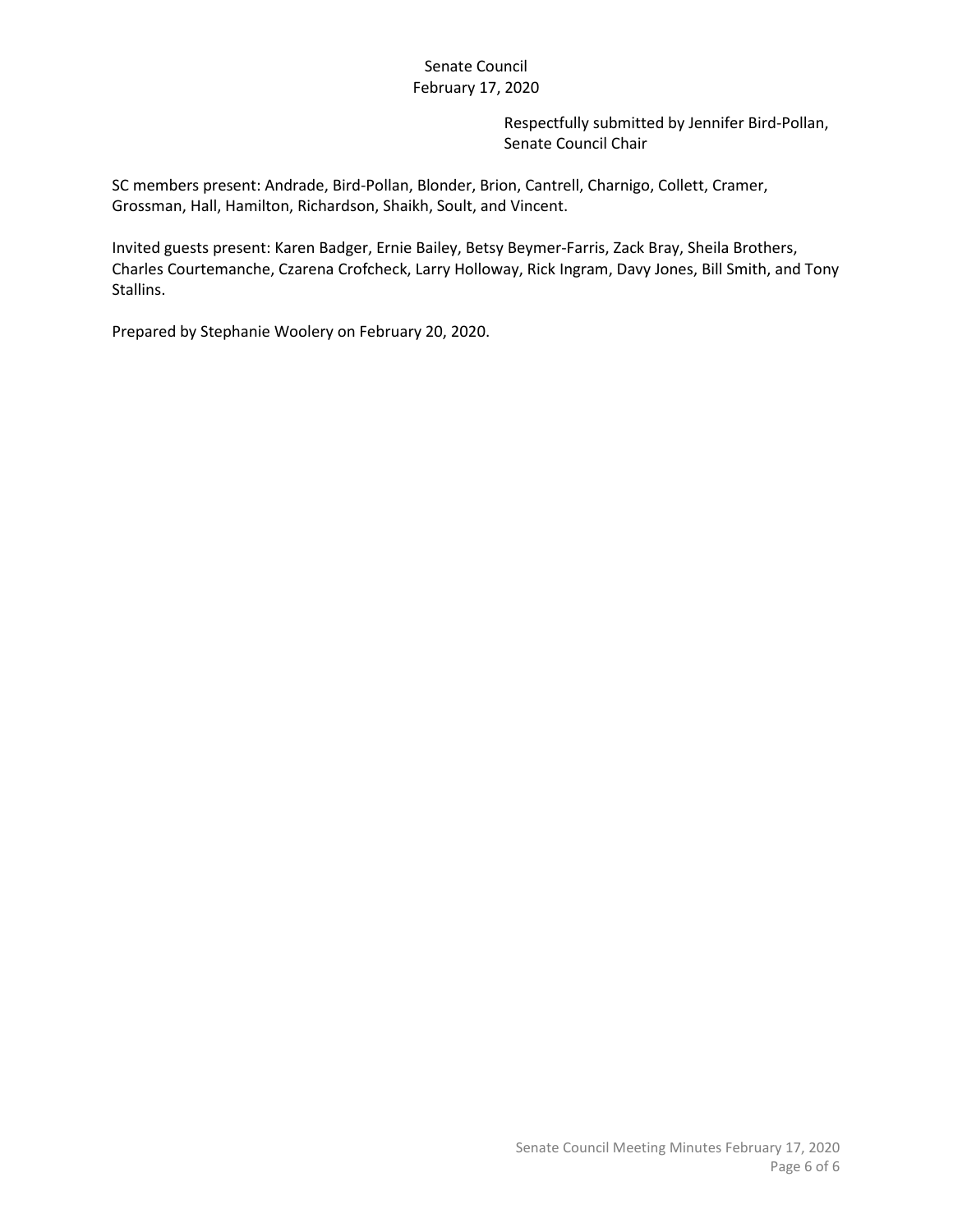Respectfully submitted by Jennifer Bird-Pollan,
Senate Council Chair

SC members present: Andrade, Bird-Pollan, Blonder, Brion, Cantrell, Charnigo, Collett, Cramer, Grossman, Hall, Hamilton, Richardson, Shaikh, Soult, and Vincent.

Invited guests present: Karen Badger, Ernie Bailey, Betsy Beymer-Farris, Zack Bray, Sheila Brothers, Charles Courtemanche, Czarena Crofcheck, Larry Holloway, Rick Ingram, Davy Jones, Bill Smith, and Tony Stallins.

Prepared by Stephanie Woolery on February 20, 2020.